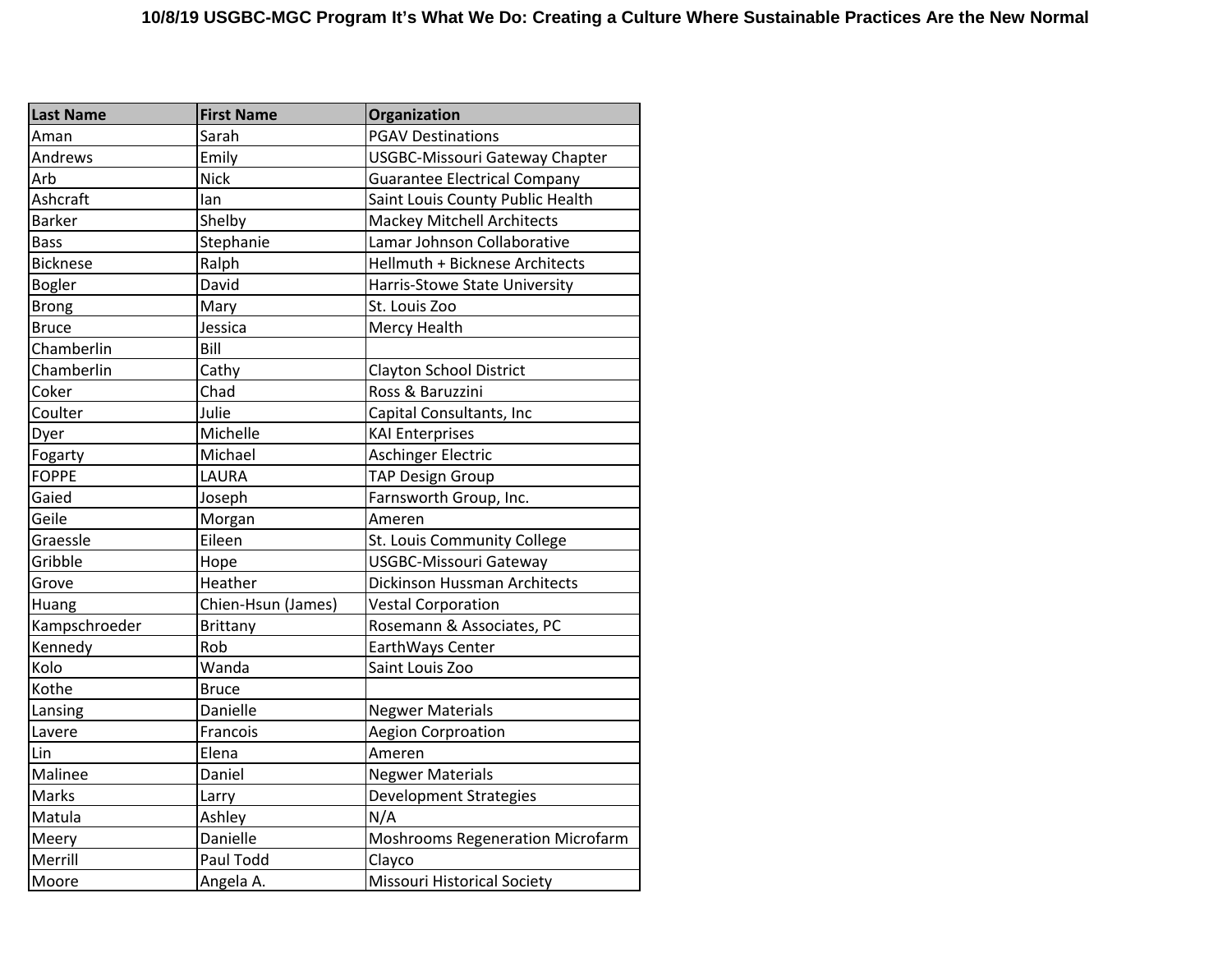**10/8/19 USGBC-MGC Program It's What We Do: Creating a Culture Where Sustainable Practices Are the New Normal**

| Last Name | First Name | Organization |
|---|---|---|
| Aman | Sarah | PGAV Destinations |
| Andrews | Emily | USGBC-Missouri Gateway Chapter |
| Arb | Nick | Guarantee Electrical Company |
| Ashcraft | Ian | Saint Louis County Public Health |
| Barker | Shelby | Mackey Mitchell Architects |
| Bass | Stephanie | Lamar Johnson Collaborative |
| Bicknese | Ralph | Hellmuth + Bicknese Architects |
| Bogler | David | Harris-Stowe State University |
| Brong | Mary | St. Louis Zoo |
| Bruce | Jessica | Mercy Health |
| Chamberlin | Bill | |
| Chamberlin | Cathy | Clayton School District |
| Coker | Chad | Ross & Baruzzini |
| Coulter | Julie | Capital Consultants, Inc |
| Dyer | Michelle | KAI Enterprises |
| Fogarty | Michael | Aschinger Electric |
| FOPPE | LAURA | TAP Design Group |
| Gaied | Joseph | Farnsworth Group, Inc. |
| Geile | Morgan | Ameren |
| Graessle | Eileen | St. Louis Community College |
| Gribble | Hope | USGBC-Missouri Gateway |
| Grove | Heather | Dickinson Hussman Architects |
| Huang | Chien-Hsun (James) | Vestal Corporation |
| Kampschroeder | Brittany | Rosemann & Associates, PC |
| Kennedy | Rob | EarthWays Center |
| Kolo | Wanda | Saint Louis Zoo |
| Kothe | Bruce | |
| Lansing | Danielle | Negwer Materials |
| Lavere | Francois | Aegion Corproation |
| Lin | Elena | Ameren |
| Malinee | Daniel | Negwer Materials |
| Marks | Larry | Development Strategies |
| Matula | Ashley | N/A |
| Meery | Danielle | Moshrooms Regeneration Microfarm |
| Merrill | Paul Todd | Clayco |
| Moore | Angela A. | Missouri Historical Society |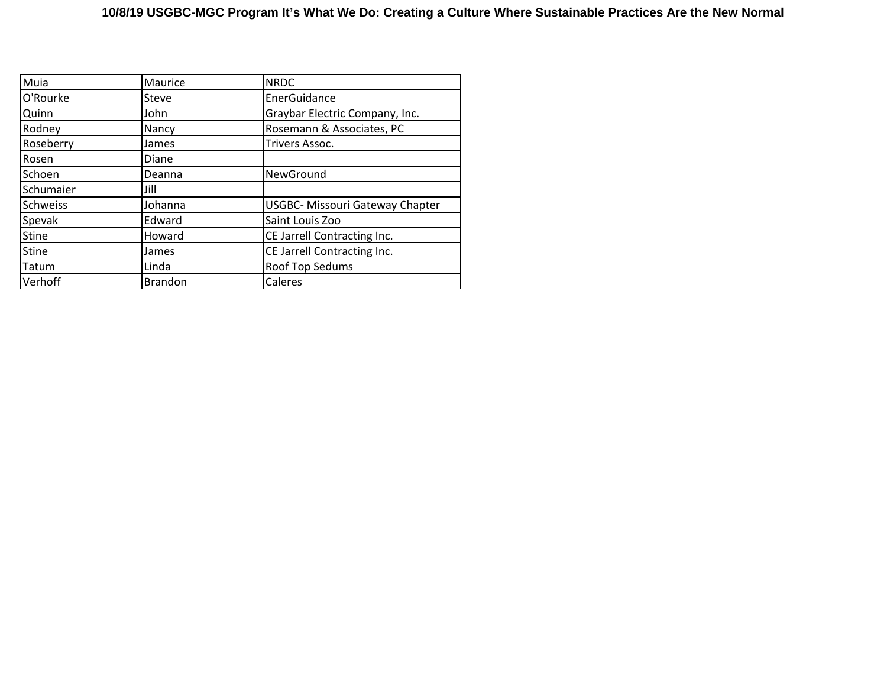**10/8/19 USGBC-MGC Program It's What We Do: Creating a Culture Where Sustainable Practices Are the New Normal**

| | | |
|---|---|---|
| Muia | Maurice | NRDC |
| O'Rourke | Steve | EnerGuidance |
| Quinn | John | Graybar Electric Company, Inc. |
| Rodney | Nancy | Rosemann & Associates, PC |
| Roseberry | James | Trivers Assoc. |
| Rosen | Diane | |
| Schoen | Deanna | NewGround |
| Schumaier | Jill | |
| Schweiss | Johanna | USGBC- Missouri Gateway Chapter |
| Spevak | Edward | Saint Louis Zoo |
| Stine | Howard | CE Jarrell Contracting Inc. |
| Stine | James | CE Jarrell Contracting Inc. |
| Tatum | Linda | Roof Top Sedums |
| Verhoff | Brandon | Caleres |